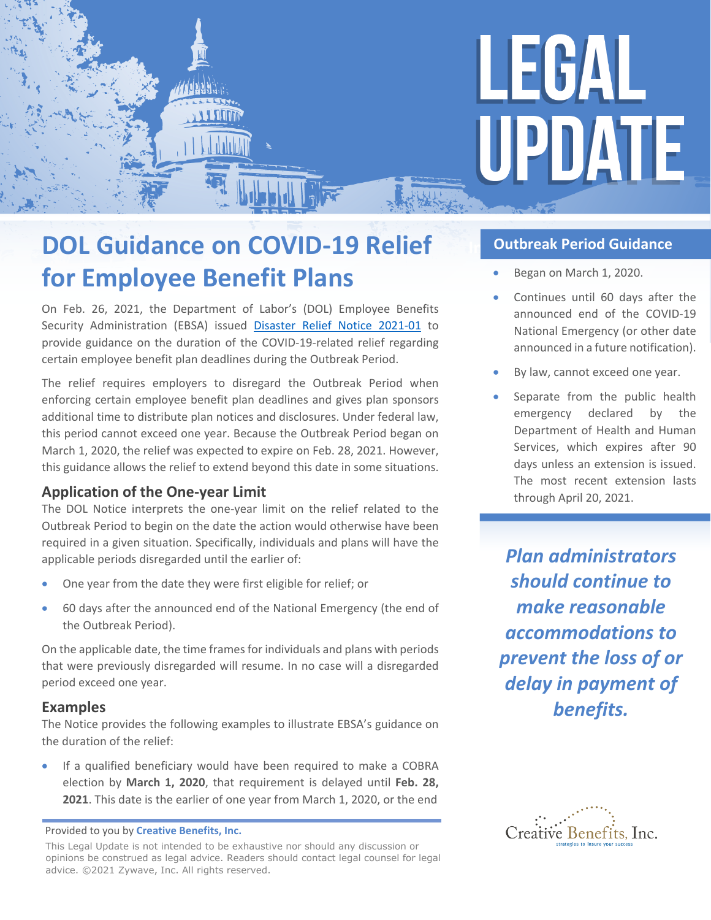# LEGAL UPDATE

## DOL Guidance on COVID-19 Relief for Employee Benefit Plans

On Feb. 26, 2021, the Department of Labor's (DOL) Employee Benefits Security Administration (EBSA) issued [Disaster Relief Notice 2021-01]() to provide guidance on the duration of the COVID-19-related relief regarding certain employee benefit plan deadlines during the Outbreak Period.

The relief requires employers to disregard the Outbreak Period when enforcing certain employee benefit plan deadlines and gives plan sponsors additional time to distribute plan notices and disclosures. Under federal law, this period cannot exceed one year. Because the Outbreak Period began on March 1, 2020, the relief was expected to expire on Feb. 28, 2021. However, this guidance allows the relief to extend beyond this date in some situations.

### Application of the One-year Limit

The DOL Notice interprets the one-year limit on the relief related to the Outbreak Period to begin on the date the action would otherwise have been required in a given situation. Specifically, individuals and plans will have the applicable periods disregarded until the earlier of:

- One year from the date they were first eligible for relief; or
- 60 days after the announced end of the National Emergency (the end of the Outbreak Period).

On the applicable date, the time frames for individuals and plans with periods that were previously disregarded will resume. In no case will a disregarded period exceed one year.

### Examples

The Notice provides the following examples to illustrate EBSA's guidance on the duration of the relief:

- If a qualified beneficiary would have been required to make a COBRA election by **March 1, 2020**, that requirement is delayed until **Feb. 28, 2021**. This date is the earlier of one year from March 1, 2020, or the end

### Outbreak Period Guidance

- Began on March 1, 2020.
- Continues until 60 days after the announced end of the COVID-19 National Emergency (or other date announced in a future notification).
- By law, cannot exceed one year.
- Separate from the public health emergency declared by the Department of Health and Human Services, which expires after 90 days unless an extension is issued. The most recent extension lasts through April 20, 2021.

***Plan administrators should continue to make reasonable accommodations to prevent the loss of or delay in payment of benefits.***

Provided to you by **Creative Benefits, Inc.**

This Legal Update is not intended to be exhaustive nor should any discussion or opinions be construed as legal advice. Readers should contact legal counsel for legal advice. ©2021 Zywave, Inc. All rights reserved.

Creative Benefits, Inc.
strategies to insure your success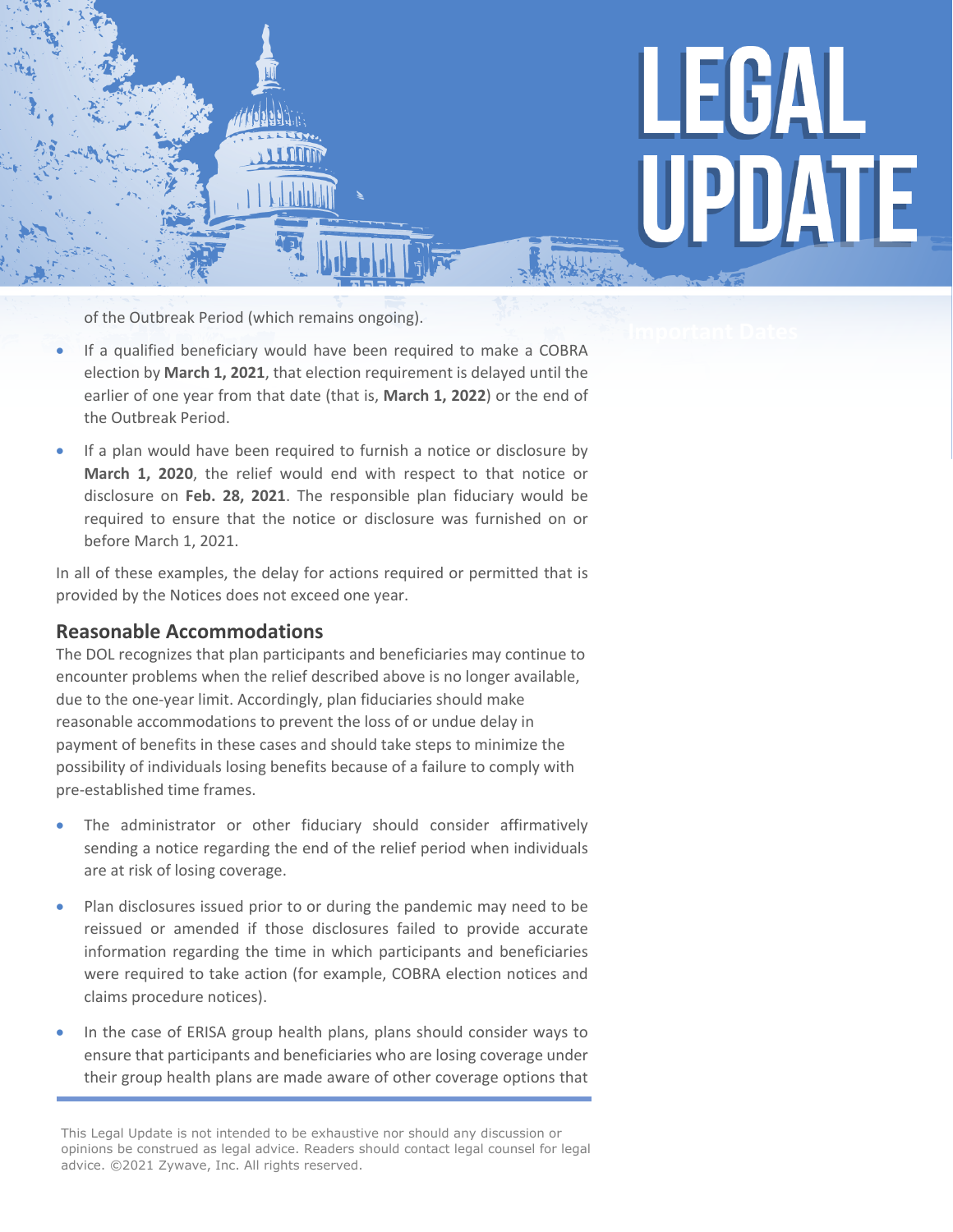of the Outbreak Period (which remains ongoing).

- If a qualified beneficiary would have been required to make a COBRA election by **March 1, 2021**, that election requirement is delayed until the earlier of one year from that date (that is, **March 1, 2022**) or the end of the Outbreak Period.
- If a plan would have been required to furnish a notice or disclosure by **March 1, 2020**, the relief would end with respect to that notice or disclosure on **Feb. 28, 2021**. The responsible plan fiduciary would be required to ensure that the notice or disclosure was furnished on or before March 1, 2021.

In all of these examples, the delay for actions required or permitted that is provided by the Notices does not exceed one year.

## Reasonable Accommodations

The DOL recognizes that plan participants and beneficiaries may continue to encounter problems when the relief described above is no longer available, due to the one-year limit. Accordingly, plan fiduciaries should make reasonable accommodations to prevent the loss of or undue delay in payment of benefits in these cases and should take steps to minimize the possibility of individuals losing benefits because of a failure to comply with pre-established time frames.

- The administrator or other fiduciary should consider affirmatively sending a notice regarding the end of the relief period when individuals are at risk of losing coverage.
- Plan disclosures issued prior to or during the pandemic may need to be reissued or amended if those disclosures failed to provide accurate information regarding the time in which participants and beneficiaries were required to take action (for example, COBRA election notices and claims procedure notices).
- In the case of ERISA group health plans, plans should consider ways to ensure that participants and beneficiaries who are losing coverage under their group health plans are made aware of other coverage options that

This Legal Update is not intended to be exhaustive nor should any discussion or opinions be construed as legal advice. Readers should contact legal counsel for legal advice. ©2021 Zywave, Inc. All rights reserved.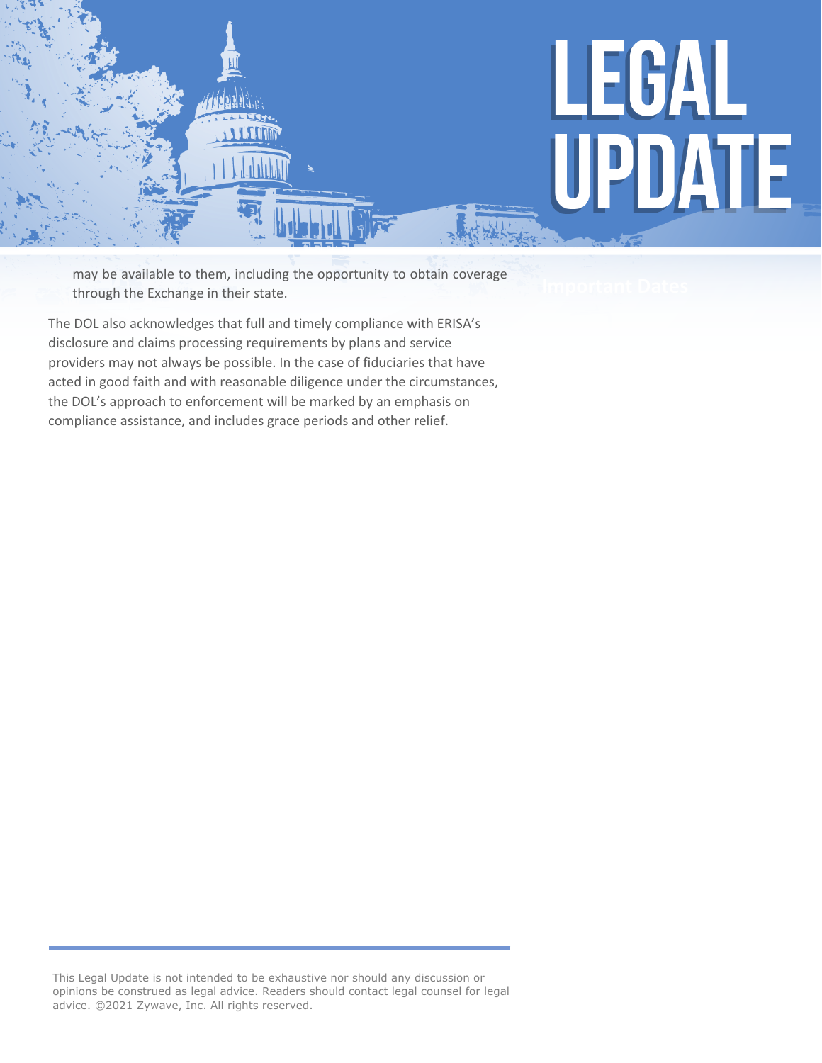may be available to them, including the opportunity to obtain coverage through the Exchange in their state.

The DOL also acknowledges that full and timely compliance with ERISA's disclosure and claims processing requirements by plans and service providers may not always be possible. In the case of fiduciaries that have acted in good faith and with reasonable diligence under the circumstances, the DOL's approach to enforcement will be marked by an emphasis on compliance assistance, and includes grace periods and other relief.

This Legal Update is not intended to be exhaustive nor should any discussion or opinions be construed as legal advice. Readers should contact legal counsel for legal advice. ©2021 Zywave, Inc. All rights reserved.